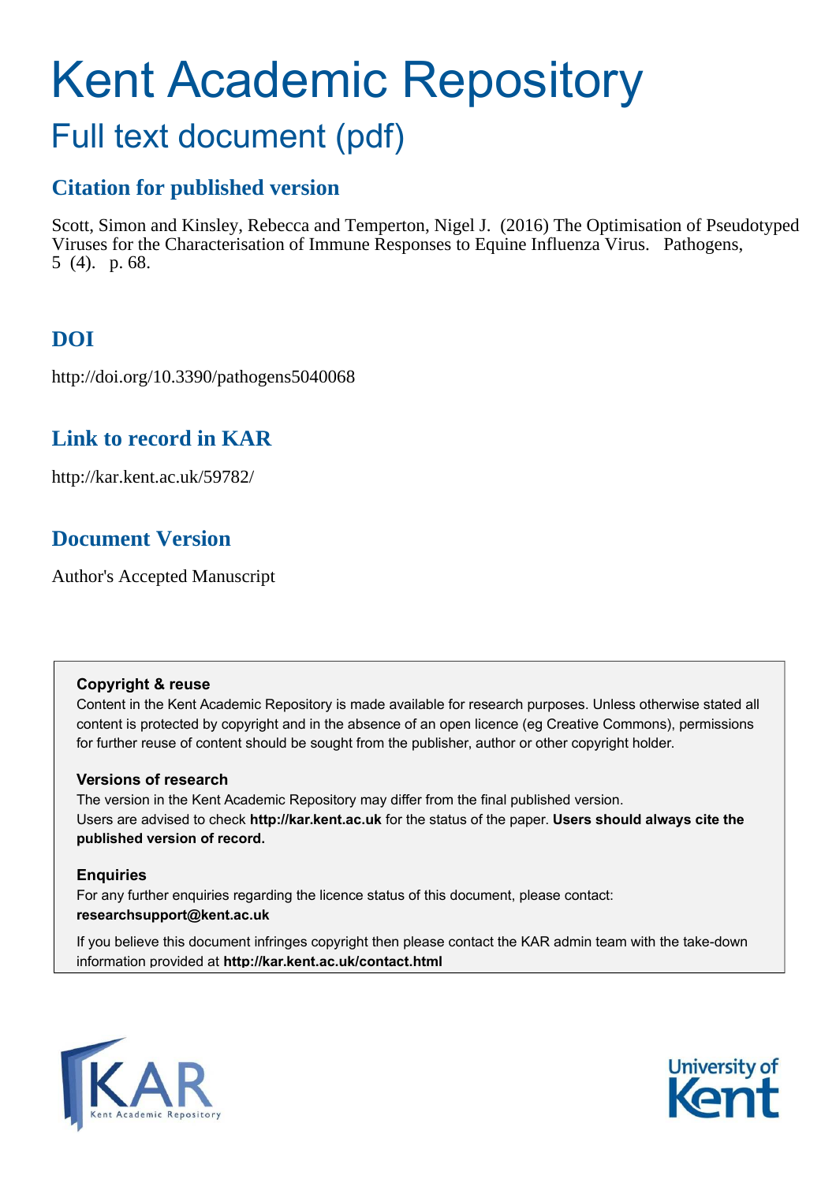# Kent Academic Repository

## Full text document (pdf)

## Citation for published version

Scott, Simon and Kinsley, Rebecca and Temperton, Nigel J. (2016) The Optimisation of Pseudotyped Viruses for the Characterisation of Immune Responses to Equine Influenza Virus. Pathogens, 5 (4). p. 68.

## DOI

http://doi.org/10.3390/pathogens5040068

## Link to record in KAR

http://kar.kent.ac.uk/59782/

## Document Version

Author's Accepted Manuscript

### Copyright & reuse

Content in the Kent Academic Repository is made available for research purposes. Unless otherwise stated all content is protected by copyright and in the absence of an open licence (eg Creative Commons), permissions for further reuse of content should be sought from the publisher, author or other copyright holder.

### Versions of research

The version in the Kent Academic Repository may differ from the final published version. Users are advised to check **http://kar.kent.ac.uk** for the status of the paper. **Users should always cite the published version of record.**

### Enquiries

For any further enquiries regarding the licence status of this document, please contact: **researchsupport@kent.ac.uk**

If you believe this document infringes copyright then please contact the KAR admin team with the take-down information provided at **http://kar.kent.ac.uk/contact.html**

KAR Kent Academic Repository

University of Kent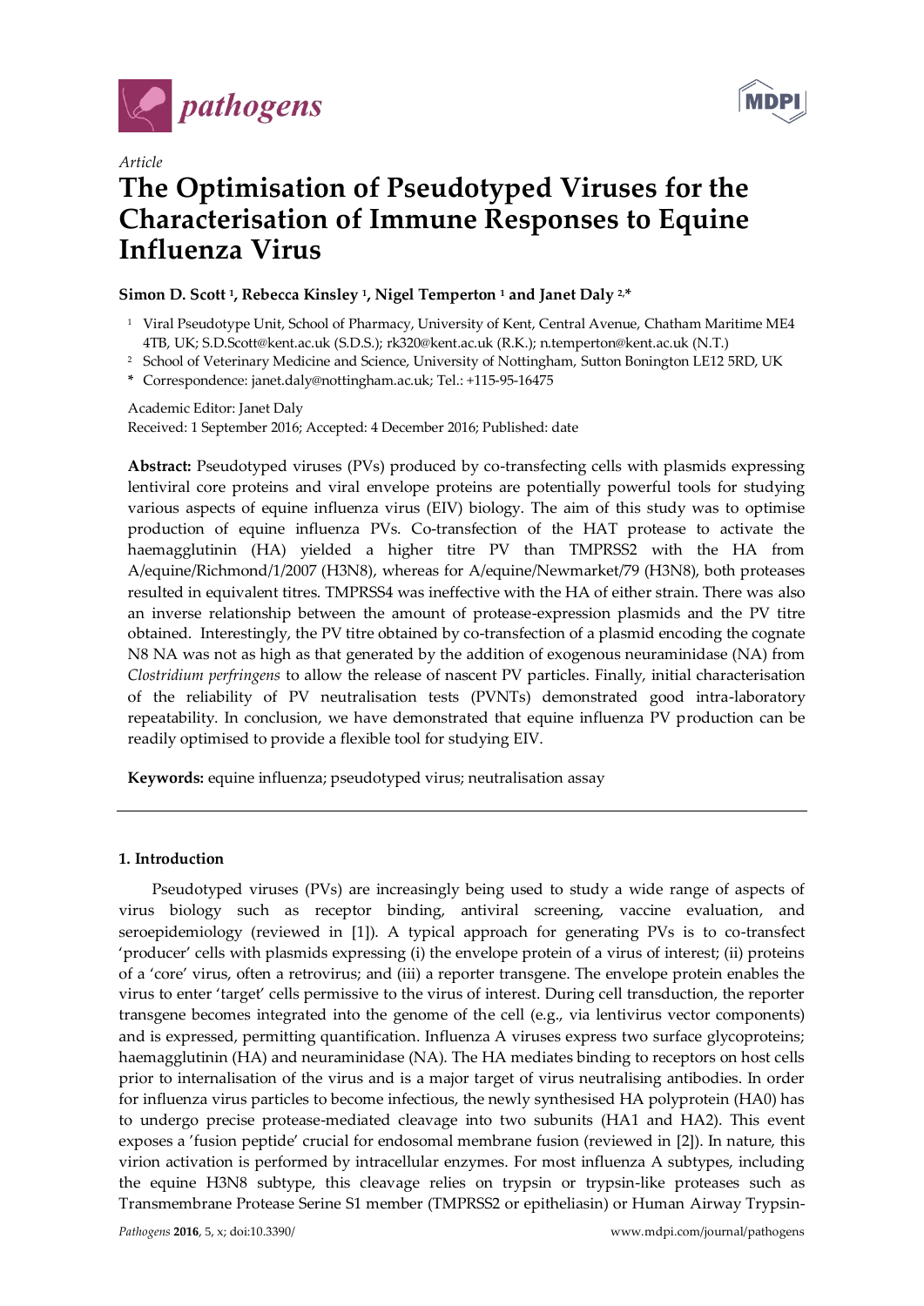pathogens

MDPI

*Article*

# The Optimisation of Pseudotyped Viruses for the Characterisation of Immune Responses to Equine Influenza Virus

**Simon D. Scott [1], Rebecca Kinsley [1], Nigel Temperton [1] and Janet Daly [2,*]**

[1] Viral Pseudotype Unit, School of Pharmacy, University of Kent, Central Avenue, Chatham Maritime ME4 4TB, UK; S.D.Scott@kent.ac.uk (S.D.S.); rk320@kent.ac.uk (R.K.); n.temperton@kent.ac.uk (N.T.)

[2] School of Veterinary Medicine and Science, University of Nottingham, Sutton Bonington LE12 5RD, UK

\* Correspondence: janet.daly@nottingham.ac.uk; Tel.: +115-95-16475

Academic Editor: Janet Daly

Received: 1 September 2016; Accepted: 4 December 2016; Published: date

**Abstract:** Pseudotyped viruses (PVs) produced by co-transfecting cells with plasmids expressing lentiviral core proteins and viral envelope proteins are potentially powerful tools for studying various aspects of equine influenza virus (EIV) biology. The aim of this study was to optimise production of equine influenza PVs. Co-transfection of the HAT protease to activate the haemagglutinin (HA) yielded a higher titre PV than TMPRSS2 with the HA from A/equine/Richmond/1/2007 (H3N8), whereas for A/equine/Newmarket/79 (H3N8), both proteases resulted in equivalent titres. TMPRSS4 was ineffective with the HA of either strain. There was also an inverse relationship between the amount of protease-expression plasmids and the PV titre obtained. Interestingly, the PV titre obtained by co-transfection of a plasmid encoding the cognate N8 NA was not as high as that generated by the addition of exogenous neuraminidase (NA) from *Clostridium perfringens* to allow the release of nascent PV particles. Finally, initial characterisation of the reliability of PV neutralisation tests (PVNTs) demonstrated good intra-laboratory repeatability. In conclusion, we have demonstrated that equine influenza PV production can be readily optimised to provide a flexible tool for studying EIV.

**Keywords:** equine influenza; pseudotyped virus; neutralisation assay

## 1. Introduction

Pseudotyped viruses (PVs) are increasingly being used to study a wide range of aspects of virus biology such as receptor binding, antiviral screening, vaccine evaluation, and seroepidemiology (reviewed in [1]). A typical approach for generating PVs is to co-transfect 'producer' cells with plasmids expressing (i) the envelope protein of a virus of interest; (ii) proteins of a 'core' virus, often a retrovirus; and (iii) a reporter transgene. The envelope protein enables the virus to enter 'target' cells permissive to the virus of interest. During cell transduction, the reporter transgene becomes integrated into the genome of the cell (e.g., via lentivirus vector components) and is expressed, permitting quantification. Influenza A viruses express two surface glycoproteins; haemagglutinin (HA) and neuraminidase (NA). The HA mediates binding to receptors on host cells prior to internalisation of the virus and is a major target of virus neutralising antibodies. In order for influenza virus particles to become infectious, the newly synthesised HA polyprotein (HA0) has to undergo precise protease-mediated cleavage into two subunits (HA1 and HA2). This event exposes a 'fusion peptide' crucial for endosomal membrane fusion (reviewed in [2]). In nature, this virion activation is performed by intracellular enzymes. For most influenza A subtypes, including the equine H3N8 subtype, this cleavage relies on trypsin or trypsin-like proteases such as Transmembrane Protease Serine S1 member (TMPRSS2 or epitheliasin) or Human Airway Trypsin-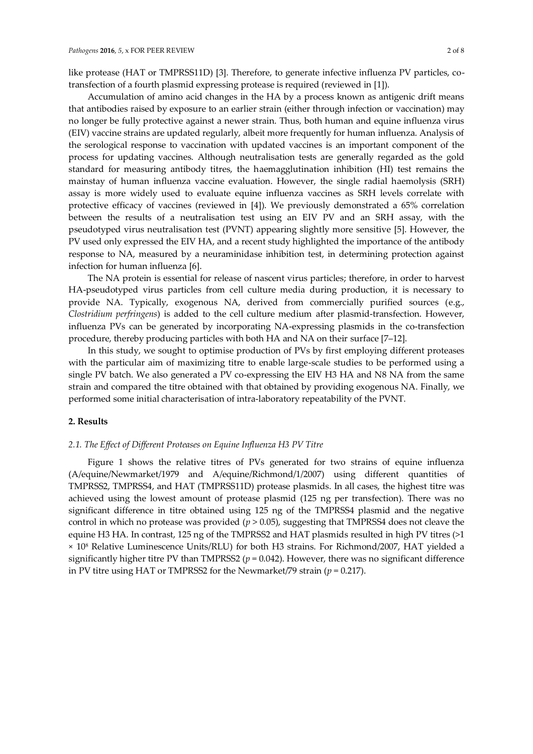like protease (HAT or TMPRSS11D) [3]. Therefore, to generate infective influenza PV particles, co-transfection of a fourth plasmid expressing protease is required (reviewed in [1]).

Accumulation of amino acid changes in the HA by a process known as antigenic drift means that antibodies raised by exposure to an earlier strain (either through infection or vaccination) may no longer be fully protective against a newer strain. Thus, both human and equine influenza virus (EIV) vaccine strains are updated regularly, albeit more frequently for human influenza. Analysis of the serological response to vaccination with updated vaccines is an important component of the process for updating vaccines. Although neutralisation tests are generally regarded as the gold standard for measuring antibody titres, the haemagglutination inhibition (HI) test remains the mainstay of human influenza vaccine evaluation. However, the single radial haemolysis (SRH) assay is more widely used to evaluate equine influenza vaccines as SRH levels correlate with protective efficacy of vaccines (reviewed in [4]). We previously demonstrated a 65% correlation between the results of a neutralisation test using an EIV PV and an SRH assay, with the pseudotyped virus neutralisation test (PVNT) appearing slightly more sensitive [5]. However, the PV used only expressed the EIV HA, and a recent study highlighted the importance of the antibody response to NA, measured by a neuraminidase inhibition test, in determining protection against infection for human influenza [6].

The NA protein is essential for release of nascent virus particles; therefore, in order to harvest HA-pseudotyped virus particles from cell culture media during production, it is necessary to provide NA. Typically, exogenous NA, derived from commercially purified sources (e.g., *Clostridium perfringens*) is added to the cell culture medium after plasmid-transfection. However, influenza PVs can be generated by incorporating NA-expressing plasmids in the co-transfection procedure, thereby producing particles with both HA and NA on their surface [7–12].

In this study, we sought to optimise production of PVs by first employing different proteases with the particular aim of maximizing titre to enable large-scale studies to be performed using a single PV batch. We also generated a PV co-expressing the EIV H3 HA and N8 NA from the same strain and compared the titre obtained with that obtained by providing exogenous NA. Finally, we performed some initial characterisation of intra-laboratory repeatability of the PVNT.

## 2. Results

### *2.1. The Effect of Different Proteases on Equine Influenza H3 PV Titre*

Figure 1 shows the relative titres of PVs generated for two strains of equine influenza (A/equine/Newmarket/1979 and A/equine/Richmond/1/2007) using different quantities of TMPRSS2, TMPRSS4, and HAT (TMPRSS11D) protease plasmids. In all cases, the highest titre was achieved using the lowest amount of protease plasmid (125 ng per transfection). There was no significant difference in titre obtained using 125 ng of the TMPRSS4 plasmid and the negative control in which no protease was provided ($p > 0.05$), suggesting that TMPRSS4 does not cleave the equine H3 HA. In contrast, 125 ng of the TMPRSS2 and HAT plasmids resulted in high PV titres (>1 $\times 10^8$ Relative Luminescence Units/RLU) for both H3 strains. For Richmond/2007, HAT yielded a significantly higher titre PV than TMPRSS2 ($p = 0.042$). However, there was no significant difference in PV titre using HAT or TMPRSS2 for the Newmarket/79 strain ($p = 0.217$).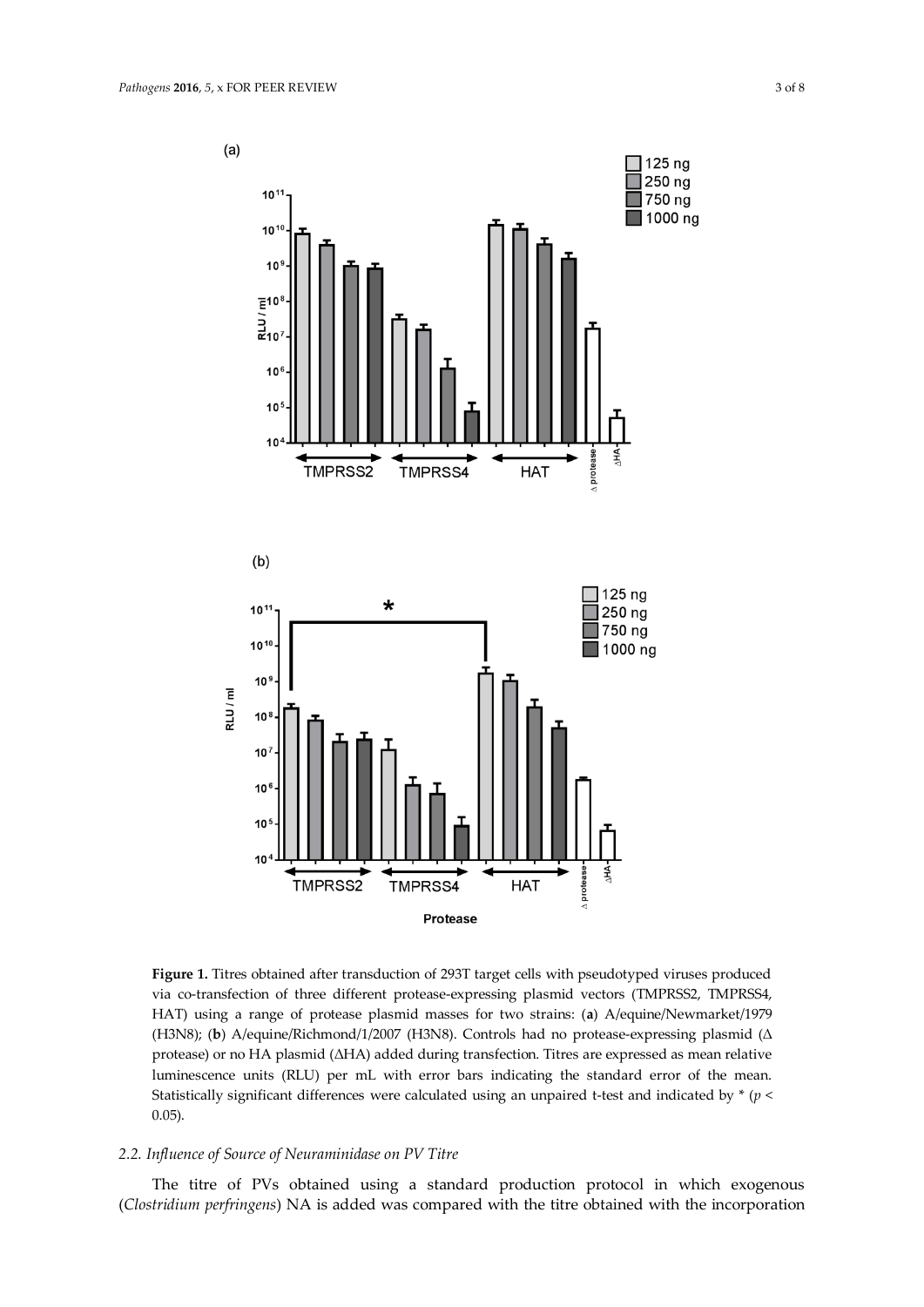**Figure 1.** Titres obtained after transduction of 293T target cells with pseudotyped viruses produced via co-transfection of three different protease-expressing plasmid vectors (TMPRSS2, TMPRSS4, HAT) using a range of protease plasmid masses for two strains: (**a**) A/equine/Newmarket/1979 (H3N8); (**b**) A/equine/Richmond/1/2007 (H3N8). Controls had no protease-expressing plasmid (Δ protease) or no HA plasmid (ΔHA) added during transfection. Titres are expressed as mean relative luminescence units (RLU) per mL with error bars indicating the standard error of the mean. Statistically significant differences were calculated using an unpaired t-test and indicated by * ($p < 0.05$).

### 2.2. Influence of Source of Neuraminidase on PV Titre

The titre of PVs obtained using a standard production protocol in which exogenous (*Clostridium perfringens*) NA is added was compared with the titre obtained with the incorporation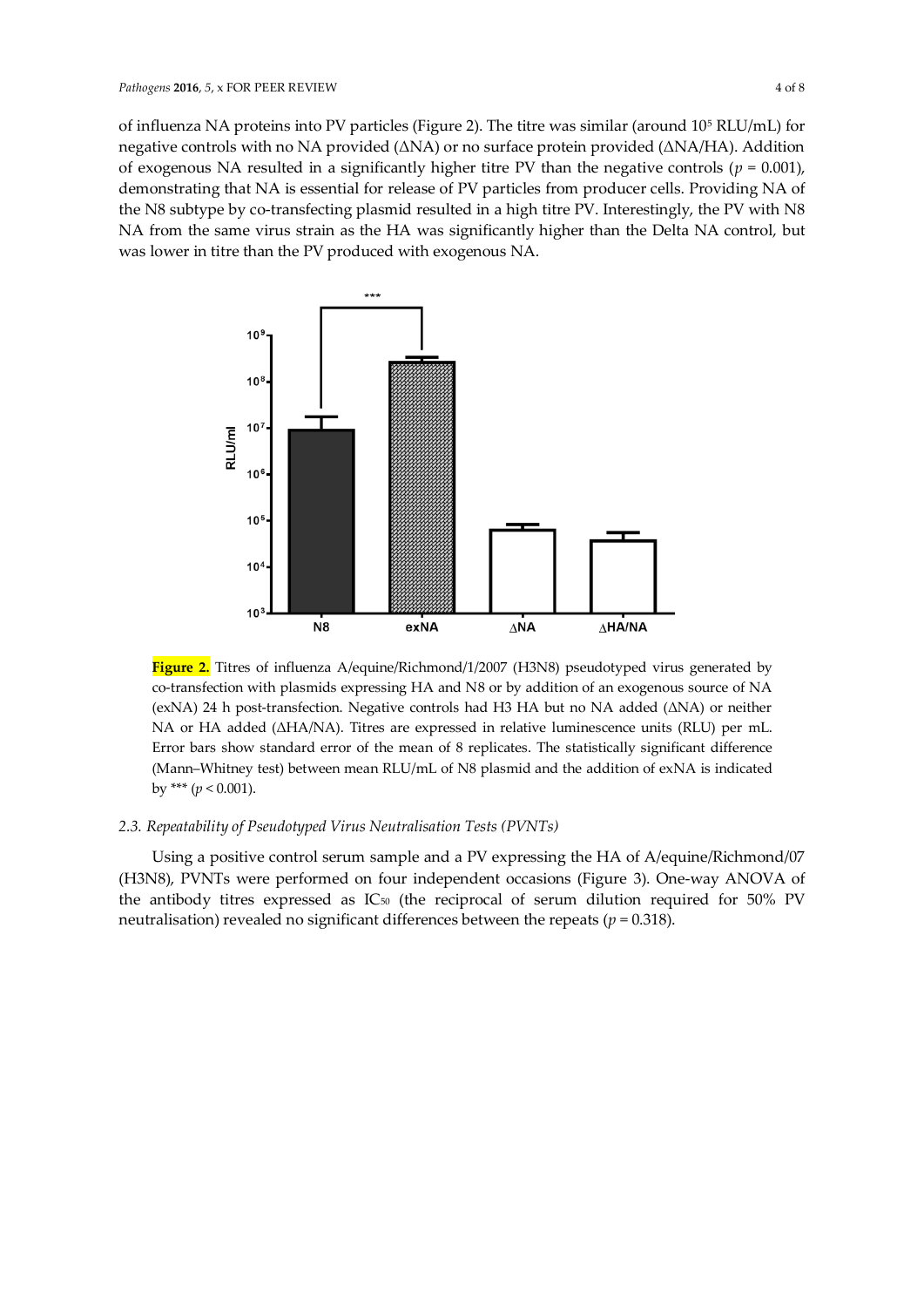of influenza NA proteins into PV particles (Figure 2). The titre was similar (around $10^5$ RLU/mL) for negative controls with no NA provided (ΔNA) or no surface protein provided (ΔNA/HA). Addition of exogenous NA resulted in a significantly higher titre PV than the negative controls ($p = 0.001$), demonstrating that NA is essential for release of PV particles from producer cells. Providing NA of the N8 subtype by co-transfecting plasmid resulted in a high titre PV. Interestingly, the PV with N8 NA from the same virus strain as the HA was significantly higher than the Delta NA control, but was lower in titre than the PV produced with exogenous NA.

**Figure 2.** Titres of influenza A/equine/Richmond/1/2007 (H3N8) pseudotyped virus generated by co-transfection with plasmids expressing HA and N8 or by addition of an exogenous source of NA (exNA) 24 h post-transfection. Negative controls had H3 HA but no NA added (ΔNA) or neither NA or HA added (ΔHA/NA). Titres are expressed in relative luminescence units (RLU) per mL. Error bars show standard error of the mean of 8 replicates. The statistically significant difference (Mann–Whitney test) between mean RLU/mL of N8 plasmid and the addition of exNA is indicated by *** ($p < 0.001$).

### *2.3. Repeatability of Pseudotyped Virus Neutralisation Tests (PVNTs)*

Using a positive control serum sample and a PV expressing the HA of A/equine/Richmond/07 (H3N8), PVNTs were performed on four independent occasions (Figure 3). One-way ANOVA of the antibody titres expressed as $IC_{50}$ (the reciprocal of serum dilution required for 50% PV neutralisation) revealed no significant differences between the repeats ($p = 0.318$).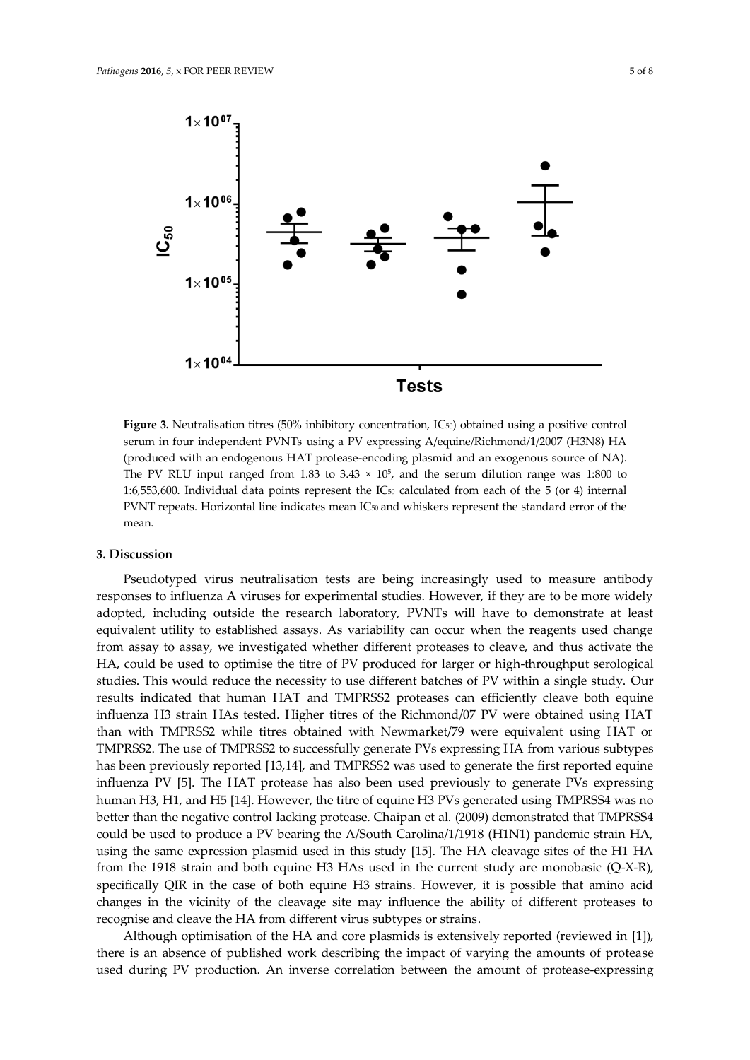**Figure 3.** Neutralisation titres (50% inhibitory concentration, $IC_{50}$) obtained using a positive control serum in four independent PVNTs using a PV expressing A/equine/Richmond/1/2007 (H3N8) HA (produced with an endogenous HAT protease-encoding plasmid and an exogenous source of NA). The PV RLU input ranged from 1.83 to $3.43 \times 10^5$, and the serum dilution range was 1:800 to 1:6,553,600. Individual data points represent the $IC_{50}$ calculated from each of the 5 (or 4) internal PVNT repeats. Horizontal line indicates mean $IC_{50}$ and whiskers represent the standard error of the mean.

## 3. Discussion

Pseudotyped virus neutralisation tests are being increasingly used to measure antibody responses to influenza A viruses for experimental studies. However, if they are to be more widely adopted, including outside the research laboratory, PVNTs will have to demonstrate at least equivalent utility to established assays. As variability can occur when the reagents used change from assay to assay, we investigated whether different proteases to cleave, and thus activate the HA, could be used to optimise the titre of PV produced for larger or high-throughput serological studies. This would reduce the necessity to use different batches of PV within a single study. Our results indicated that human HAT and TMPRSS2 proteases can efficiently cleave both equine influenza H3 strain HAs tested. Higher titres of the Richmond/07 PV were obtained using HAT than with TMPRSS2 while titres obtained with Newmarket/79 were equivalent using HAT or TMPRSS2. The use of TMPRSS2 to successfully generate PVs expressing HA from various subtypes has been previously reported [13,14], and TMPRSS2 was used to generate the first reported equine influenza PV [5]. The HAT protease has also been used previously to generate PVs expressing human H3, H1, and H5 [14]. However, the titre of equine H3 PVs generated using TMPRSS4 was no better than the negative control lacking protease. Chaipan et al. (2009) demonstrated that TMPRSS4 could be used to produce a PV bearing the A/South Carolina/1/1918 (H1N1) pandemic strain HA, using the same expression plasmid used in this study [15]. The HA cleavage sites of the H1 HA from the 1918 strain and both equine H3 HAs used in the current study are monobasic (Q-X-R), specifically QIR in the case of both equine H3 strains. However, it is possible that amino acid changes in the vicinity of the cleavage site may influence the ability of different proteases to recognise and cleave the HA from different virus subtypes or strains.

Although optimisation of the HA and core plasmids is extensively reported (reviewed in [1]), there is an absence of published work describing the impact of varying the amounts of protease used during PV production. An inverse correlation between the amount of protease-expressing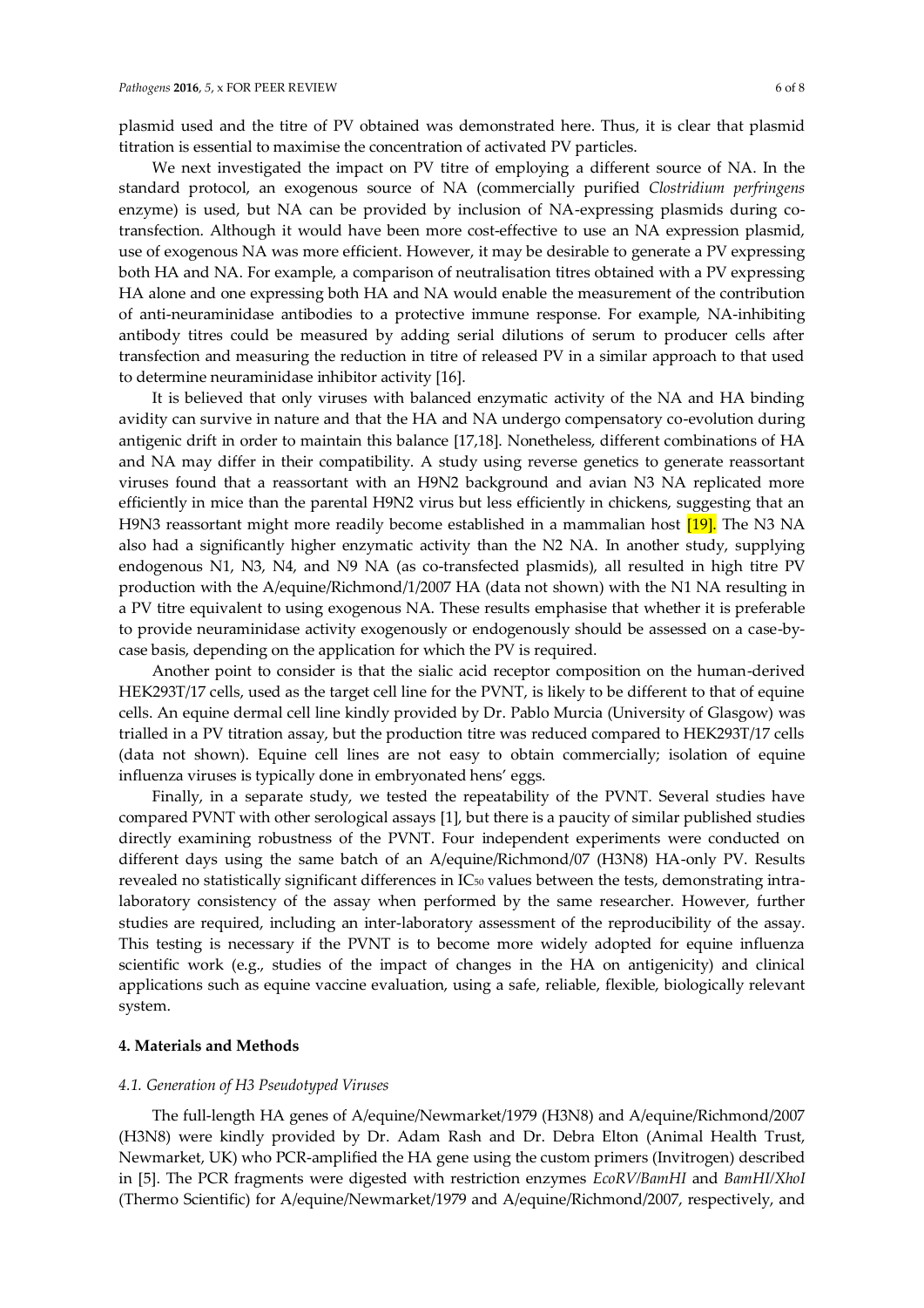plasmid used and the titre of PV obtained was demonstrated here. Thus, it is clear that plasmid titration is essential to maximise the concentration of activated PV particles.

We next investigated the impact on PV titre of employing a different source of NA. In the standard protocol, an exogenous source of NA (commercially purified *Clostridium perfringens* enzyme) is used, but NA can be provided by inclusion of NA-expressing plasmids during co-transfection. Although it would have been more cost-effective to use an NA expression plasmid, use of exogenous NA was more efficient. However, it may be desirable to generate a PV expressing both HA and NA. For example, a comparison of neutralisation titres obtained with a PV expressing HA alone and one expressing both HA and NA would enable the measurement of the contribution of anti-neuraminidase antibodies to a protective immune response. For example, NA-inhibiting antibody titres could be measured by adding serial dilutions of serum to producer cells after transfection and measuring the reduction in titre of released PV in a similar approach to that used to determine neuraminidase inhibitor activity [16].

It is believed that only viruses with balanced enzymatic activity of the NA and HA binding avidity can survive in nature and that the HA and NA undergo compensatory co-evolution during antigenic drift in order to maintain this balance [17,18]. Nonetheless, different combinations of HA and NA may differ in their compatibility. A study using reverse genetics to generate reassortant viruses found that a reassortant with an H9N2 background and avian N3 NA replicated more efficiently in mice than the parental H9N2 virus but less efficiently in chickens, suggesting that an H9N3 reassortant might more readily become established in a mammalian host [19]. The N3 NA also had a significantly higher enzymatic activity than the N2 NA. In another study, supplying endogenous N1, N3, N4, and N9 NA (as co-transfected plasmids), all resulted in high titre PV production with the A/equine/Richmond/1/2007 HA (data not shown) with the N1 NA resulting in a PV titre equivalent to using exogenous NA. These results emphasise that whether it is preferable to provide neuraminidase activity exogenously or endogenously should be assessed on a case-by-case basis, depending on the application for which the PV is required.

Another point to consider is that the sialic acid receptor composition on the human-derived HEK293T/17 cells, used as the target cell line for the PVNT, is likely to be different to that of equine cells. An equine dermal cell line kindly provided by Dr. Pablo Murcia (University of Glasgow) was trialled in a PV titration assay, but the production titre was reduced compared to HEK293T/17 cells (data not shown). Equine cell lines are not easy to obtain commercially; isolation of equine influenza viruses is typically done in embryonated hens' eggs.

Finally, in a separate study, we tested the repeatability of the PVNT. Several studies have compared PVNT with other serological assays [1], but there is a paucity of similar published studies directly examining robustness of the PVNT. Four independent experiments were conducted on different days using the same batch of an A/equine/Richmond/07 (H3N8) HA-only PV. Results revealed no statistically significant differences in $IC_{50}$ values between the tests, demonstrating intra-laboratory consistency of the assay when performed by the same researcher. However, further studies are required, including an inter-laboratory assessment of the reproducibility of the assay. This testing is necessary if the PVNT is to become more widely adopted for equine influenza scientific work (e.g., studies of the impact of changes in the HA on antigenicity) and clinical applications such as equine vaccine evaluation, using a safe, reliable, flexible, biologically relevant system.

## 4. Materials and Methods

### *4.1. Generation of H3 Pseudotyped Viruses*

The full-length HA genes of A/equine/Newmarket/1979 (H3N8) and A/equine/Richmond/2007 (H3N8) were kindly provided by Dr. Adam Rash and Dr. Debra Elton (Animal Health Trust, Newmarket, UK) who PCR-amplified the HA gene using the custom primers (Invitrogen) described in [5]. The PCR fragments were digested with restriction enzymes *EcoRV/BamHI* and *BamHI/XhoI* (Thermo Scientific) for A/equine/Newmarket/1979 and A/equine/Richmond/2007, respectively, and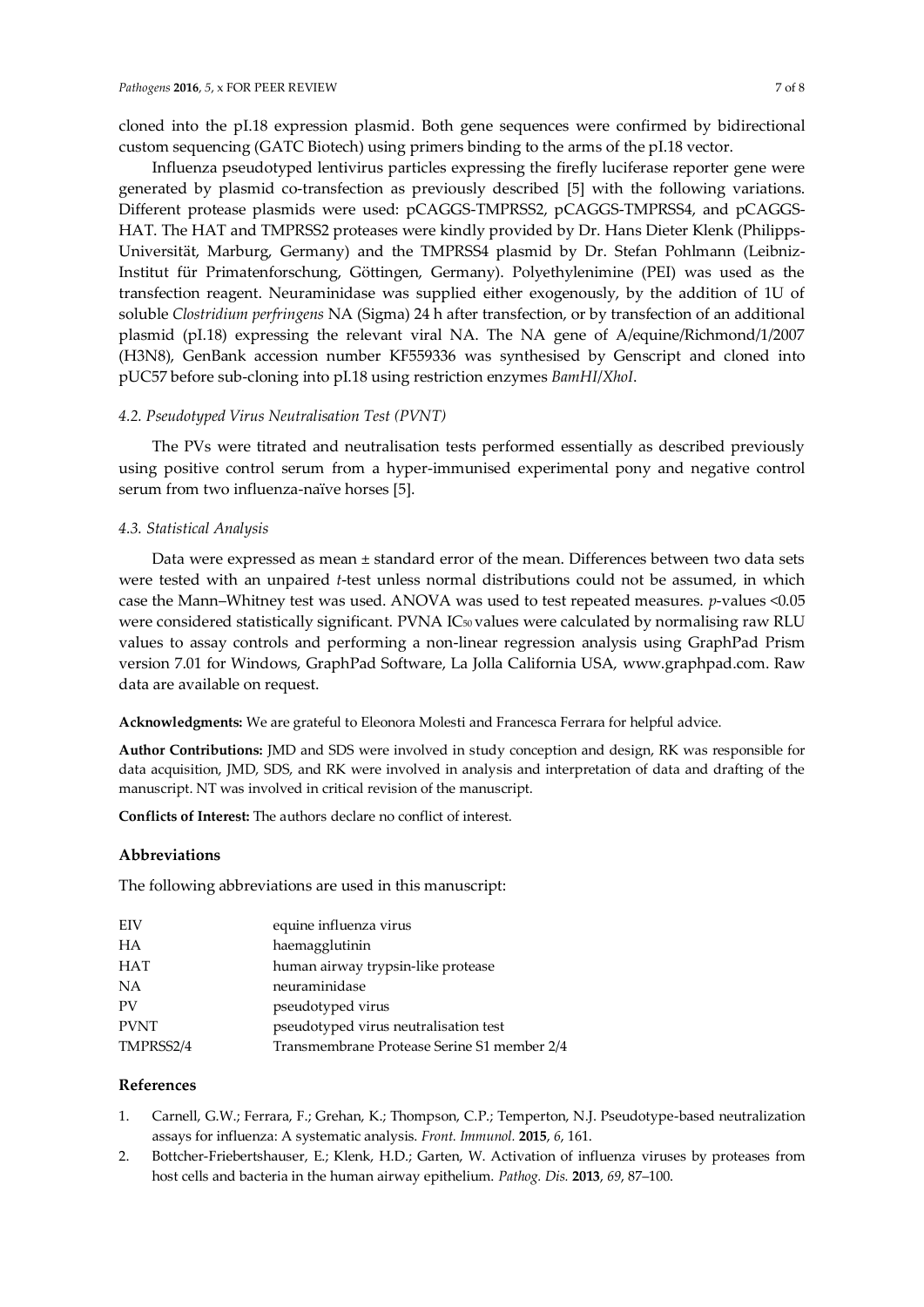cloned into the pI.18 expression plasmid. Both gene sequences were confirmed by bidirectional custom sequencing (GATC Biotech) using primers binding to the arms of the pI.18 vector.

Influenza pseudotyped lentivirus particles expressing the firefly luciferase reporter gene were generated by plasmid co-transfection as previously described [5] with the following variations. Different protease plasmids were used: pCAGGS-TMPRSS2, pCAGGS-TMPRSS4, and pCAGGS-HAT. The HAT and TMPRSS2 proteases were kindly provided by Dr. Hans Dieter Klenk (Philipps-Universität, Marburg, Germany) and the TMPRSS4 plasmid by Dr. Stefan Pohlmann (Leibniz-Institut für Primatenforschung, Göttingen, Germany). Polyethylenimine (PEI) was used as the transfection reagent. Neuraminidase was supplied either exogenously, by the addition of 1U of soluble *Clostridium perfringens* NA (Sigma) 24 h after transfection, or by transfection of an additional plasmid (pI.18) expressing the relevant viral NA. The NA gene of A/equine/Richmond/1/2007 (H3N8), GenBank accession number KF559336 was synthesised by Genscript and cloned into pUC57 before sub-cloning into pI.18 using restriction enzymes *BamHI*/*XhoI*.

### *4.2. Pseudotyped Virus Neutralisation Test (PVNT)*

The PVs were titrated and neutralisation tests performed essentially as described previously using positive control serum from a hyper-immunised experimental pony and negative control serum from two influenza-naïve horses [5].

### *4.3. Statistical Analysis*

Data were expressed as mean ± standard error of the mean. Differences between two data sets were tested with an unpaired *t*-test unless normal distributions could not be assumed, in which case the Mann–Whitney test was used. ANOVA was used to test repeated measures. *p*-values <0.05 were considered statistically significant. PVNA $IC_{50}$ values were calculated by normalising raw RLU values to assay controls and performing a non-linear regression analysis using GraphPad Prism version 7.01 for Windows, GraphPad Software, La Jolla California USA, www.graphpad.com. Raw data are available on request.

**Acknowledgments:** We are grateful to Eleonora Molesti and Francesca Ferrara for helpful advice.

**Author Contributions:** JMD and SDS were involved in study conception and design, RK was responsible for data acquisition, JMD, SDS, and RK were involved in analysis and interpretation of data and drafting of the manuscript. NT was involved in critical revision of the manuscript.

**Conflicts of Interest:** The authors declare no conflict of interest.

## Abbreviations

The following abbreviations are used in this manuscript:

| | |
|---|---|
| EIV | equine influenza virus |
| HA | haemagglutinin |
| HAT | human airway trypsin-like protease |
| NA | neuraminidase |
| PV | pseudotyped virus |
| PVNT | pseudotyped virus neutralisation test |
| TMPRSS2/4 | Transmembrane Protease Serine S1 member 2/4 |

## References

1. Carnell, G.W.; Ferrara, F.; Grehan, K.; Thompson, C.P.; Temperton, N.J. Pseudotype-based neutralization assays for influenza: A systematic analysis. *Front. Immunol.* **2015**, *6*, 161.
2. Bottcher-Friebertshauser, E.; Klenk, H.D.; Garten, W. Activation of influenza viruses by proteases from host cells and bacteria in the human airway epithelium. *Pathog. Dis.* **2013**, *69*, 87–100.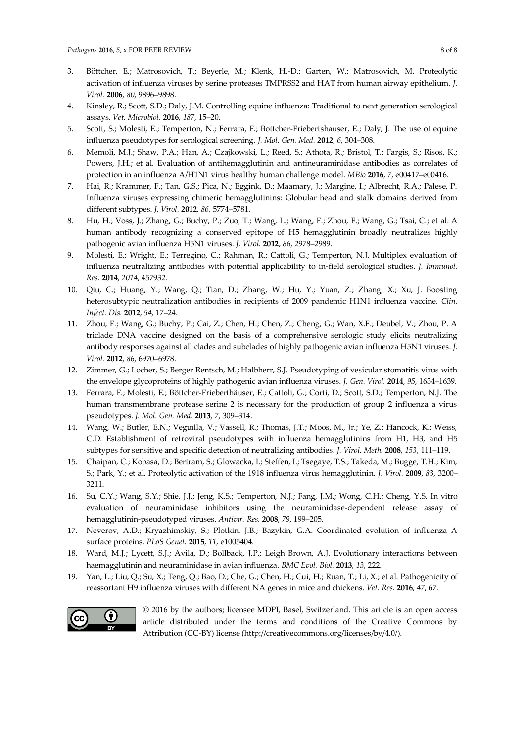3. Böttcher, E.; Matrosovich, T.; Beyerle, M.; Klenk, H.-D.; Garten, W.; Matrosovich, M. Proteolytic activation of influenza viruses by serine proteases TMPRSS2 and HAT from human airway epithelium. *J. Virol.* **2006**, *80*, 9896–9898.
4. Kinsley, R.; Scott, S.D.; Daly, J.M. Controlling equine influenza: Traditional to next generation serological assays. *Vet. Microbiol*. **2016**, *187*, 15–20.
5. Scott, S.; Molesti, E.; Temperton, N.; Ferrara, F.; Bottcher-Friebertshauser, E.; Daly, J. The use of equine influenza pseudotypes for serological screening. *J. Mol. Gen. Med.* **2012**, *6*, 304–308.
6. Memoli, M.J.; Shaw, P.A.; Han, A.; Czajkowski, L.; Reed, S.; Athota, R.; Bristol, T.; Fargis, S.; Risos, K.; Powers, J.H.; et al. Evaluation of antihemagglutinin and antineuraminidase antibodies as correlates of protection in an influenza A/H1N1 virus healthy human challenge model. *MBio* **2016**, *7*, e00417–e00416.
7. Hai, R.; Krammer, F.; Tan, G.S.; Pica, N.; Eggink, D.; Maamary, J.; Margine, I.; Albrecht, R.A.; Palese, P. Influenza viruses expressing chimeric hemagglutinins: Globular head and stalk domains derived from different subtypes. *J. Virol.* **2012**, *86*, 5774–5781.
8. Hu, H.; Voss, J.; Zhang, G.; Buchy, P.; Zuo, T.; Wang, L.; Wang, F.; Zhou, F.; Wang, G.; Tsai, C.; et al. A human antibody recognizing a conserved epitope of H5 hemagglutinin broadly neutralizes highly pathogenic avian influenza H5N1 viruses. *J. Virol.* **2012**, *86*, 2978–2989.
9. Molesti, E.; Wright, E.; Terregino, C.; Rahman, R.; Cattoli, G.; Temperton, N.J. Multiplex evaluation of influenza neutralizing antibodies with potential applicability to in-field serological studies. *J. Immunol. Res.* **2014**, *2014*, 457932.
10. Qiu, C.; Huang, Y.; Wang, Q.; Tian, D.; Zhang, W.; Hu, Y.; Yuan, Z.; Zhang, X.; Xu, J. Boosting heterosubtypic neutralization antibodies in recipients of 2009 pandemic H1N1 influenza vaccine. *Clin. Infect. Dis.* **2012**, *54*, 17–24.
11. Zhou, F.; Wang, G.; Buchy, P.; Cai, Z.; Chen, H.; Chen, Z.; Cheng, G.; Wan, X.F.; Deubel, V.; Zhou, P. A triclade DNA vaccine designed on the basis of a comprehensive serologic study elicits neutralizing antibody responses against all clades and subclades of highly pathogenic avian influenza H5N1 viruses. *J. Virol.* **2012**, *86*, 6970–6978.
12. Zimmer, G.; Locher, S.; Berger Rentsch, M.; Halbherr, S.J. Pseudotyping of vesicular stomatitis virus with the envelope glycoproteins of highly pathogenic avian influenza viruses. *J. Gen. Virol.* **2014**, *95*, 1634–1639.
13. Ferrara, F.; Molesti, E.; Böttcher-Frieberthäuser, E.; Cattoli, G.; Corti, D.; Scott, S.D.; Temperton, N.J. The human transmembrane protease serine 2 is necessary for the production of group 2 influenza a virus pseudotypes. *J. Mol. Gen. Med.* **2013**, *7*, 309–314.
14. Wang, W.; Butler, E.N.; Veguilla, V.; Vassell, R.; Thomas, J.T.; Moos, M., Jr.; Ye, Z.; Hancock, K.; Weiss, C.D. Establishment of retroviral pseudotypes with influenza hemagglutinins from H1, H3, and H5 subtypes for sensitive and specific detection of neutralizing antibodies. *J. Virol. Meth.* **2008**, *153*, 111–119.
15. Chaipan, C.; Kobasa, D.; Bertram, S.; Glowacka, I.; Steffen, I.; Tsegaye, T.S.; Takeda, M.; Bugge, T.H.; Kim, S.; Park, Y.; et al. Proteolytic activation of the 1918 influenza virus hemagglutinin. *J. Virol.* **2009**, *83*, 3200–3211.
16. Su, C.Y.; Wang, S.Y.; Shie, J.J.; Jeng, K.S.; Temperton, N.J.; Fang, J.M.; Wong, C.H.; Cheng, Y.S. In vitro evaluation of neuraminidase inhibitors using the neuraminidase-dependent release assay of hemagglutinin-pseudotyped viruses. *Antivir. Res.* **2008**, *79*, 199–205.
17. Neverov, A.D.; Kryazhimskiy, S.; Plotkin, J.B.; Bazykin, G.A. Coordinated evolution of influenza A surface proteins. *PLoS Genet.* **2015**, *11*, e1005404.
18. Ward, M.J.; Lycett, S.J.; Avila, D.; Bollback, J.P.; Leigh Brown, A.J. Evolutionary interactions between haemagglutinin and neuraminidase in avian influenza. *BMC Evol. Biol.* **2013**, *13*, 222.
19. Yan, L.; Liu, Q.; Su, X.; Teng, Q.; Bao, D.; Che, G.; Chen, H.; Cui, H.; Ruan, T.; Li, X.; et al. Pathogenicity of reassortant H9 influenza viruses with different NA genes in mice and chickens. *Vet. Res.* **2016**, *47*, 67.

© 2016 by the authors; licensee MDPI, Basel, Switzerland. This article is an open access article distributed under the terms and conditions of the Creative Commons by Attribution (CC-BY) license (http://creativecommons.org/licenses/by/4.0/).